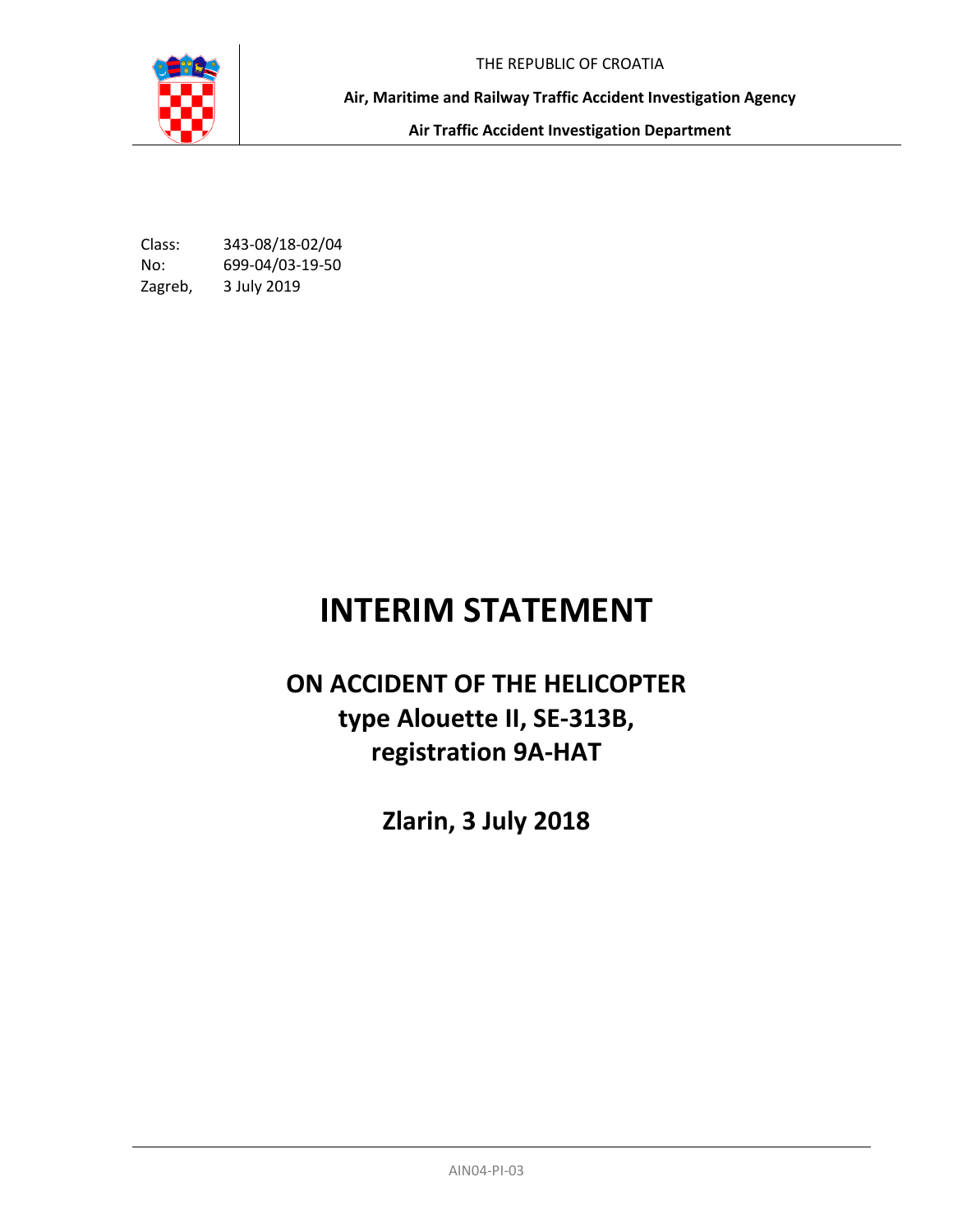THE REPUBLIC OF CROATIA

**Air, Maritime and Railway Traffic Accident Investigation Agency**

**Air Traffic Accident Investigation Department**

Class: 343-08/18-02/04
No: 699-04/03-19-50
Zagreb, 3 July 2019

# INTERIM STATEMENT

## ON ACCIDENT OF THE HELICOPTER type Alouette II, SE-313B, registration 9A-HAT

## Zlarin, 3 July 2018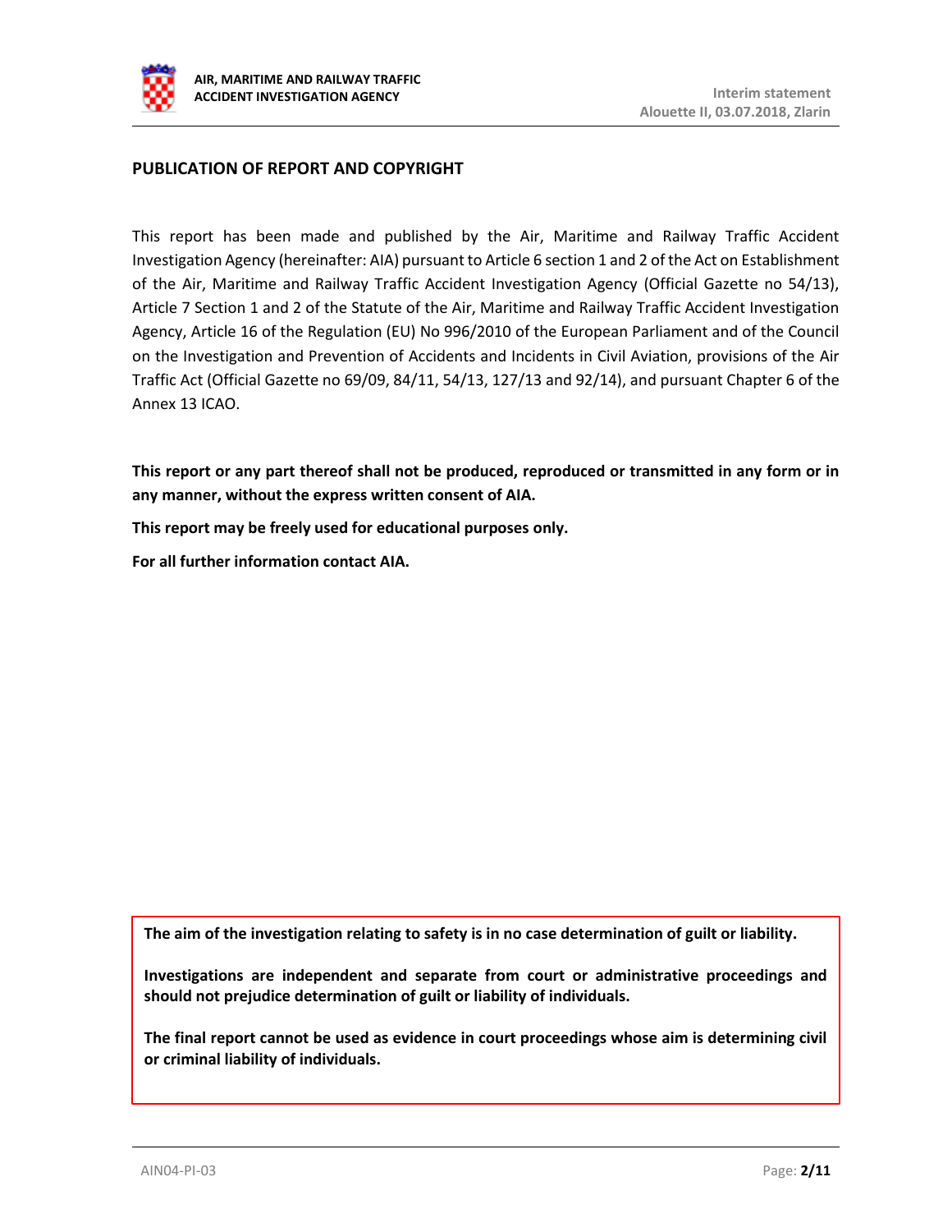## PUBLICATION OF REPORT AND COPYRIGHT

This report has been made and published by the Air, Maritime and Railway Traffic Accident Investigation Agency (hereinafter: AIA) pursuant to Article 6 section 1 and 2 of the Act on Establishment of the Air, Maritime and Railway Traffic Accident Investigation Agency (Official Gazette no 54/13), Article 7 Section 1 and 2 of the Statute of the Air, Maritime and Railway Traffic Accident Investigation Agency, Article 16 of the Regulation (EU) No 996/2010 of the European Parliament and of the Council on the Investigation and Prevention of Accidents and Incidents in Civil Aviation, provisions of the Air Traffic Act (Official Gazette no 69/09, 84/11, 54/13, 127/13 and 92/14), and pursuant Chapter 6 of the Annex 13 ICAO.

**This report or any part thereof shall not be produced, reproduced or transmitted in any form or in any manner, without the express written consent of AIA.**

**This report may be freely used for educational purposes only.**

**For all further information contact AIA.**

**The aim of the investigation relating to safety is in no case determination of guilt or liability.**

**Investigations are independent and separate from court or administrative proceedings and should not prejudice determination of guilt or liability of individuals.**

**The final report cannot be used as evidence in court proceedings whose aim is determining civil or criminal liability of individuals.**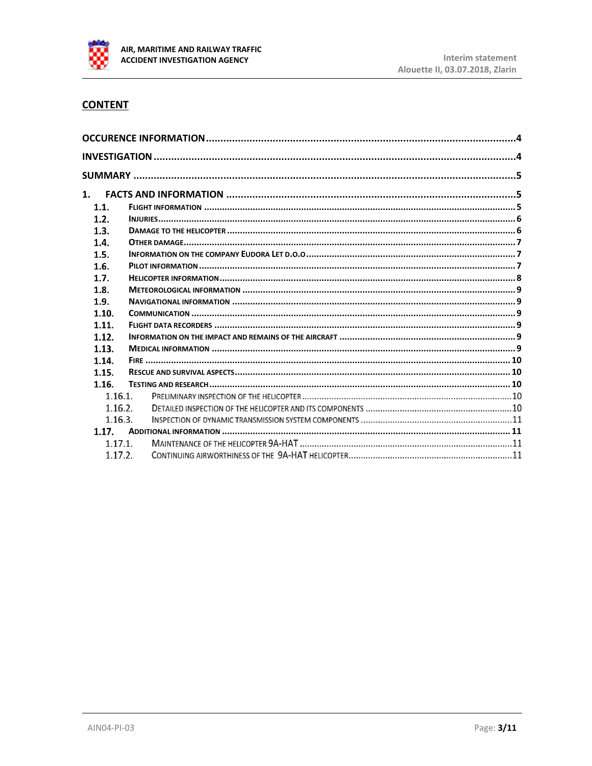## CONTENT

OCCURENCE INFORMATION ....................................................................................................4

INVESTIGATION ....................................................................................................4

SUMMARY ....................................................................................................5

1. FACTS AND INFORMATION ....................................................................................................5
   - 1.1. FLIGHT INFORMATION ....................................................................................................5
   - 1.2. INJURIES ....................................................................................................6
   - 1.3. DAMAGE TO THE HELICOPTER ....................................................................................................6
   - 1.4. OTHER DAMAGE ....................................................................................................7
   - 1.5. INFORMATION ON THE COMPANY EUDORA LET D.O.O ....................................................................................................7
   - 1.6. PILOT INFORMATION ....................................................................................................7
   - 1.7. HELICOPTER INFORMATION ....................................................................................................8
   - 1.8. METEOROLOGICAL INFORMATION ....................................................................................................9
   - 1.9. NAVIGATIONAL INFORMATION ....................................................................................................9
   - 1.10. COMMUNICATION ....................................................................................................9
   - 1.11. FLIGHT DATA RECORDERS ....................................................................................................9
   - 1.12. INFORMATION ON THE IMPACT AND REMAINS OF THE AIRCRAFT ....................................................................................................9
   - 1.13. MEDICAL INFORMATION ....................................................................................................9
   - 1.14. FIRE ....................................................................................................10
   - 1.15. RESCUE AND SURVIVAL ASPECTS ....................................................................................................10
   - 1.16. TESTING AND RESEARCH ....................................................................................................10
     - 1.16.1. PRELIMINARY INSPECTION OF THE HELICOPTER ....................................................................................................10
     - 1.16.2. DETAILED INSPECTION OF THE HELICOPTER AND ITS COMPONENTS ....................................................................................................10
     - 1.16.3. INSPECTION OF DYNAMIC TRANSMISSION SYSTEM COMPONENTS ....................................................................................................11
   - 1.17. ADDITIONAL INFORMATION ....................................................................................................11
     - 1.17.1. MAINTENANCE OF THE HELICOPTER 9A-HAT ....................................................................................................11
     - 1.17.2. CONTINUING AIRWORTHINESS OF THE 9A-HAT HELICOPTER ....................................................................................................11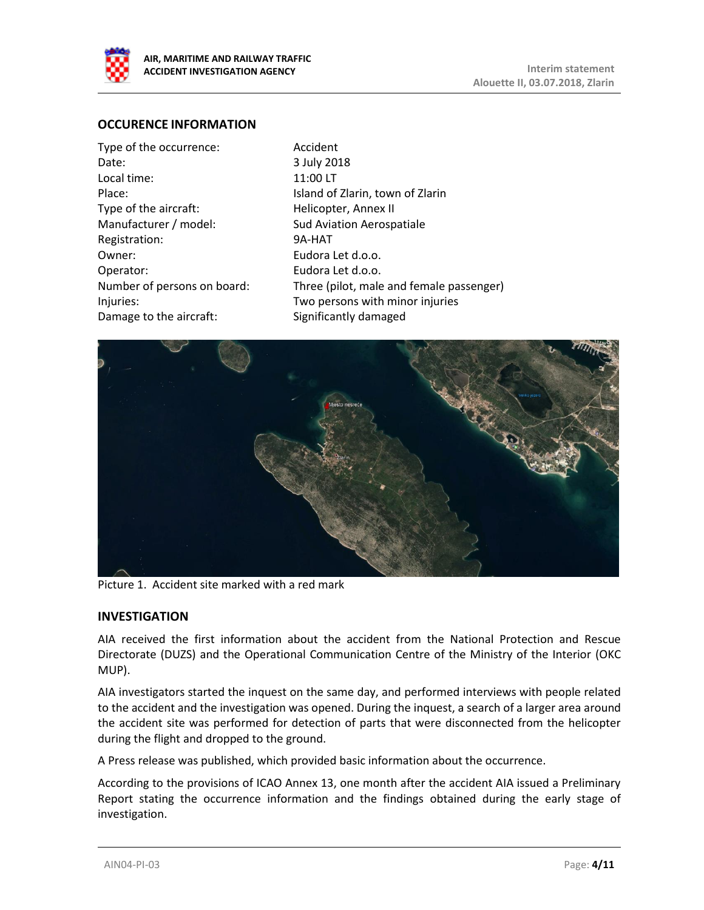## OCCURENCE INFORMATION

| | |
|---|---|
| Type of the occurrence: | Accident |
| Date: | 3 July 2018 |
| Local time: | 11:00 LT |
| Place: | Island of Zlarin, town of Zlarin |
| Type of the aircraft: | Helicopter, Annex II |
| Manufacturer / model: | Sud Aviation Aerospatiale |
| Registration: | 9A-HAT |
| Owner: | Eudora Let d.o.o. |
| Operator: | Eudora Let d.o.o. |
| Number of persons on board: | Three (pilot, male and female passenger) |
| Injuries: | Two persons with minor injuries |
| Damage to the aircraft: | Significantly damaged |

Picture 1. Accident site marked with a red mark

## INVESTIGATION

AIA received the first information about the accident from the National Protection and Rescue Directorate (DUZS) and the Operational Communication Centre of the Ministry of the Interior (OKC MUP).

AIA investigators started the inquest on the same day, and performed interviews with people related to the accident and the investigation was opened. During the inquest, a search of a larger area around the accident site was performed for detection of parts that were disconnected from the helicopter during the flight and dropped to the ground.

A Press release was published, which provided basic information about the occurrence.

According to the provisions of ICAO Annex 13, one month after the accident AIA issued a Preliminary Report stating the occurrence information and the findings obtained during the early stage of investigation.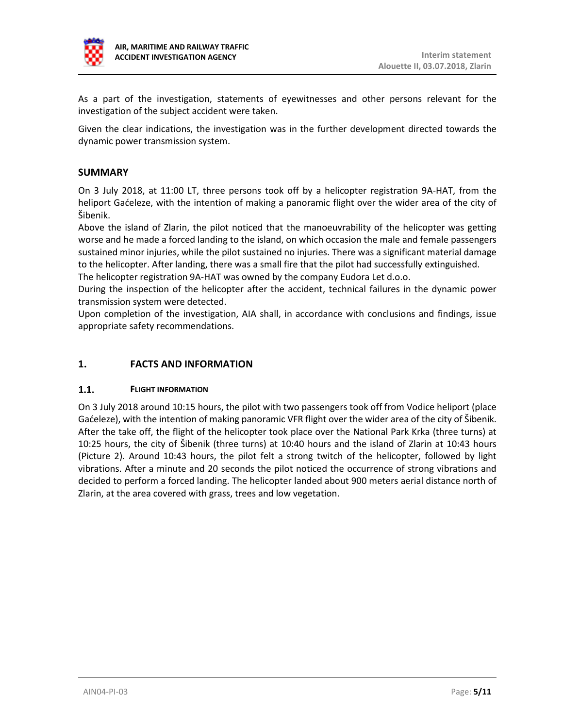As a part of the investigation, statements of eyewitnesses and other persons relevant for the investigation of the subject accident were taken.

Given the clear indications, the investigation was in the further development directed towards the dynamic power transmission system.

## SUMMARY

On 3 July 2018, at 11:00 LT, three persons took off by a helicopter registration 9A-HAT, from the heliport Gaćeleze, with the intention of making a panoramic flight over the wider area of the city of Šibenik.
Above the island of Zlarin, the pilot noticed that the manoeuvrability of the helicopter was getting worse and he made a forced landing to the island, on which occasion the male and female passengers sustained minor injuries, while the pilot sustained no injuries. There was a significant material damage to the helicopter. After landing, there was a small fire that the pilot had successfully extinguished.
The helicopter registration 9A-HAT was owned by the company Eudora Let d.o.o.
During the inspection of the helicopter after the accident, technical failures in the dynamic power transmission system were detected.
Upon completion of the investigation, AIA shall, in accordance with conclusions and findings, issue appropriate safety recommendations.

## 1. FACTS AND INFORMATION

### 1.1. FLIGHT INFORMATION

On 3 July 2018 around 10:15 hours, the pilot with two passengers took off from Vodice heliport (place Gaćeleze), with the intention of making panoramic VFR flight over the wider area of the city of Šibenik. After the take off, the flight of the helicopter took place over the National Park Krka (three turns) at 10:25 hours, the city of Šibenik (three turns) at 10:40 hours and the island of Zlarin at 10:43 hours (Picture 2). Around 10:43 hours, the pilot felt a strong twitch of the helicopter, followed by light vibrations. After a minute and 20 seconds the pilot noticed the occurrence of strong vibrations and decided to perform a forced landing. The helicopter landed about 900 meters aerial distance north of Zlarin, at the area covered with grass, trees and low vegetation.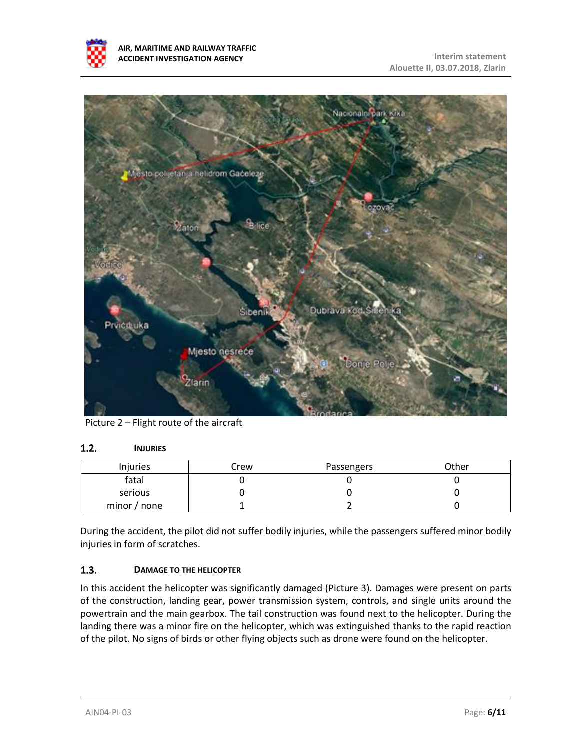Picture 2 – Flight route of the aircraft

## 1.2. INJURIES

| Injuries | Crew | Passengers | Other |
| --- | --- | --- | --- |
| fatal | 0 | 0 | 0 |
| serious | 0 | 0 | 0 |
| minor / none | 1 | 2 | 0 |

During the accident, the pilot did not suffer bodily injuries, while the passengers suffered minor bodily injuries in form of scratches.

## 1.3. DAMAGE TO THE HELICOPTER

In this accident the helicopter was significantly damaged (Picture 3). Damages were present on parts of the construction, landing gear, power transmission system, controls, and single units around the powertrain and the main gearbox. The tail construction was found next to the helicopter. During the landing there was a minor fire on the helicopter, which was extinguished thanks to the rapid reaction of the pilot. No signs of birds or other flying objects such as drone were found on the helicopter.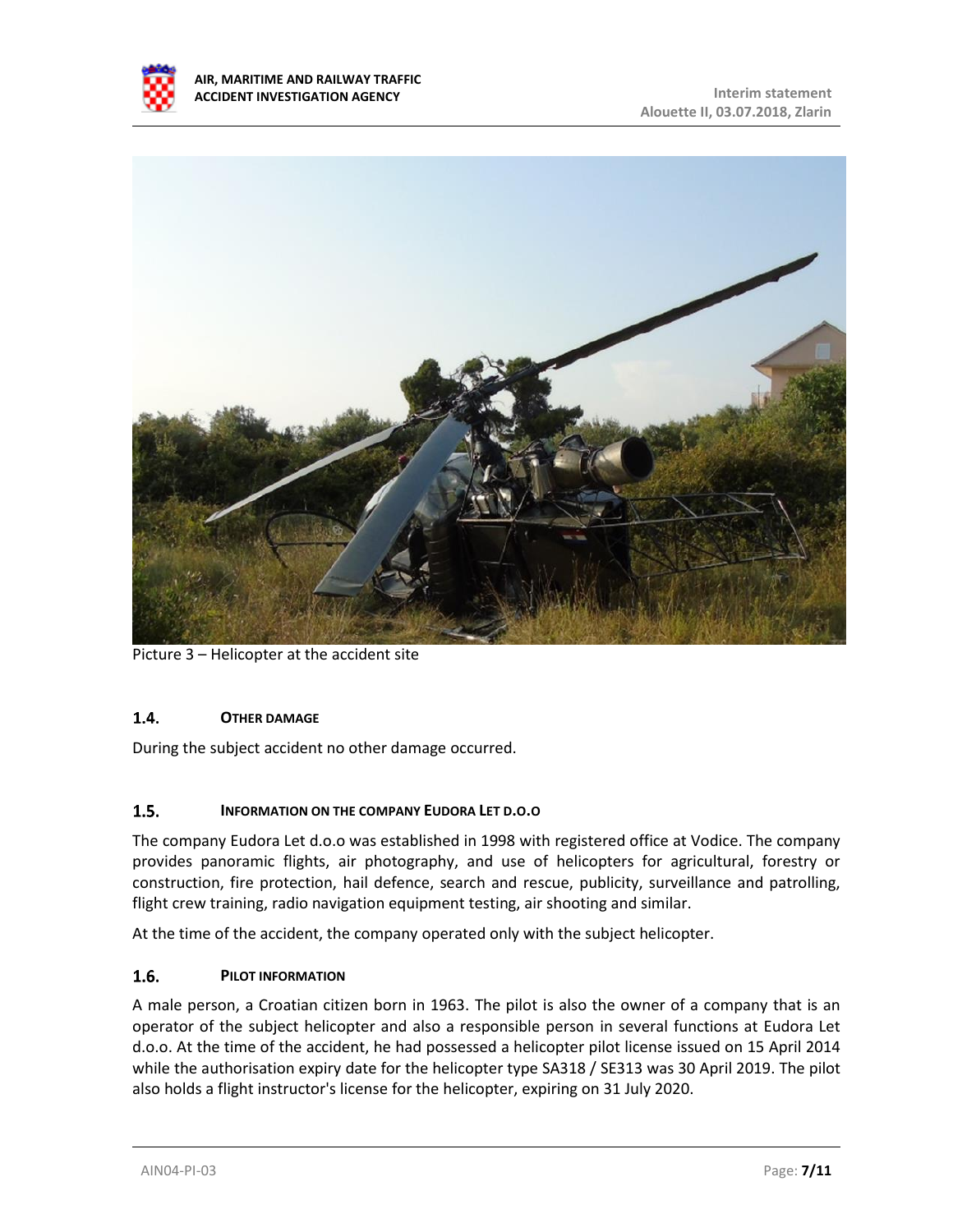Picture 3 – Helicopter at the accident site

### 1.4. OTHER DAMAGE

During the subject accident no other damage occurred.

### 1.5. INFORMATION ON THE COMPANY EUDORA LET D.O.O

The company Eudora Let d.o.o was established in 1998 with registered office at Vodice. The company provides panoramic flights, air photography, and use of helicopters for agricultural, forestry or construction, fire protection, hail defence, search and rescue, publicity, surveillance and patrolling, flight crew training, radio navigation equipment testing, air shooting and similar.

At the time of the accident, the company operated only with the subject helicopter.

### 1.6. PILOT INFORMATION

A male person, a Croatian citizen born in 1963. The pilot is also the owner of a company that is an operator of the subject helicopter and also a responsible person in several functions at Eudora Let d.o.o. At the time of the accident, he had possessed a helicopter pilot license issued on 15 April 2014 while the authorisation expiry date for the helicopter type SA318 / SE313 was 30 April 2019. The pilot also holds a flight instructor's license for the helicopter, expiring on 31 July 2020.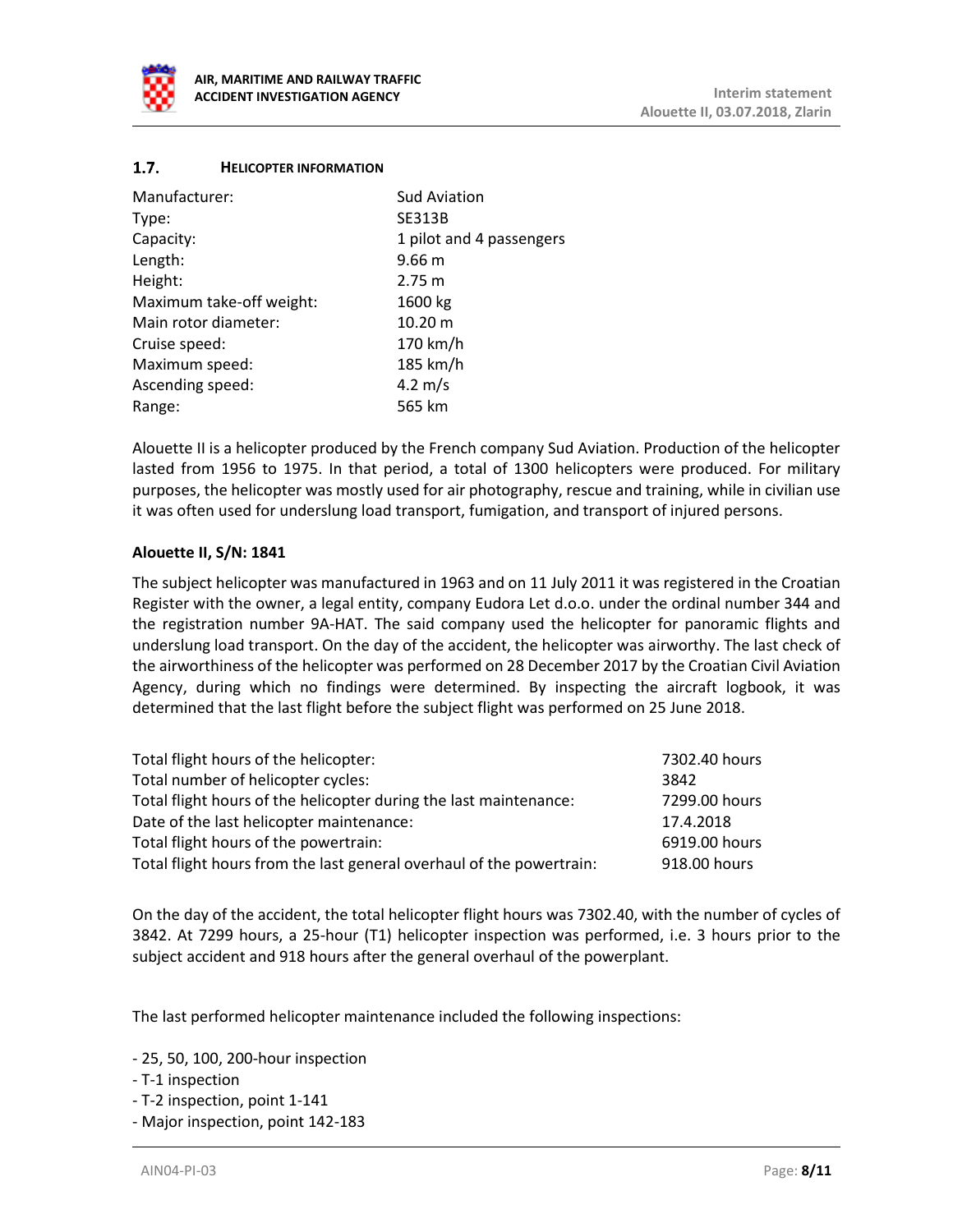## 1.7. HELICOPTER INFORMATION

| | |
|---|---|
| Manufacturer: | Sud Aviation |
| Type: | SE313B |
| Capacity: | 1 pilot and 4 passengers |
| Length: | 9.66 m |
| Height: | 2.75 m |
| Maximum take-off weight: | 1600 kg |
| Main rotor diameter: | 10.20 m |
| Cruise speed: | 170 km/h |
| Maximum speed: | 185 km/h |
| Ascending speed: | 4.2 m/s |
| Range: | 565 km |

Alouette II is a helicopter produced by the French company Sud Aviation. Production of the helicopter lasted from 1956 to 1975. In that period, a total of 1300 helicopters were produced. For military purposes, the helicopter was mostly used for air photography, rescue and training, while in civilian use it was often used for underslung load transport, fumigation, and transport of injured persons.

**Alouette II, S/N: 1841**

The subject helicopter was manufactured in 1963 and on 11 July 2011 it was registered in the Croatian Register with the owner, a legal entity, company Eudora Let d.o.o. under the ordinal number 344 and the registration number 9A-HAT. The said company used the helicopter for panoramic flights and underslung load transport. On the day of the accident, the helicopter was airworthy. The last check of the airworthiness of the helicopter was performed on 28 December 2017 by the Croatian Civil Aviation Agency, during which no findings were determined. By inspecting the aircraft logbook, it was determined that the last flight before the subject flight was performed on 25 June 2018.

| | |
|---|---|
| Total flight hours of the helicopter: | 7302.40 hours |
| Total number of helicopter cycles: | 3842 |
| Total flight hours of the helicopter during the last maintenance: | 7299.00 hours |
| Date of the last helicopter maintenance: | 17.4.2018 |
| Total flight hours of the powertrain: | 6919.00 hours |
| Total flight hours from the last general overhaul of the powertrain: | 918.00 hours |

On the day of the accident, the total helicopter flight hours was 7302.40, with the number of cycles of 3842. At 7299 hours, a 25-hour (T1) helicopter inspection was performed, i.e. 3 hours prior to the subject accident and 918 hours after the general overhaul of the powerplant.

The last performed helicopter maintenance included the following inspections:

- 25, 50, 100, 200-hour inspection
- T-1 inspection
- T-2 inspection, point 1-141
- Major inspection, point 142-183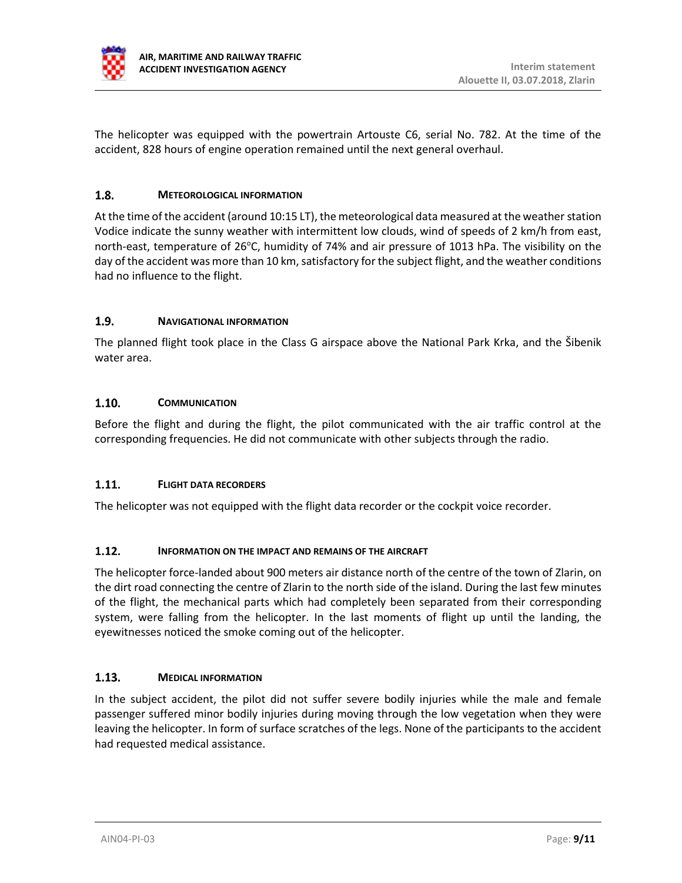The helicopter was equipped with the powertrain Artouste C6, serial No. 782. At the time of the accident, 828 hours of engine operation remained until the next general overhaul.

## 1.8. METEOROLOGICAL INFORMATION

At the time of the accident (around 10:15 LT), the meteorological data measured at the weather station Vodice indicate the sunny weather with intermittent low clouds, wind of speeds of 2 km/h from east, north-east, temperature of 26°C, humidity of 74% and air pressure of 1013 hPa. The visibility on the day of the accident was more than 10 km, satisfactory for the subject flight, and the weather conditions had no influence to the flight.

## 1.9. NAVIGATIONAL INFORMATION

The planned flight took place in the Class G airspace above the National Park Krka, and the Šibenik water area.

## 1.10. COMMUNICATION

Before the flight and during the flight, the pilot communicated with the air traffic control at the corresponding frequencies. He did not communicate with other subjects through the radio.

## 1.11. FLIGHT DATA RECORDERS

The helicopter was not equipped with the flight data recorder or the cockpit voice recorder.

## 1.12. INFORMATION ON THE IMPACT AND REMAINS OF THE AIRCRAFT

The helicopter force-landed about 900 meters air distance north of the centre of the town of Zlarin, on the dirt road connecting the centre of Zlarin to the north side of the island. During the last few minutes of the flight, the mechanical parts which had completely been separated from their corresponding system, were falling from the helicopter. In the last moments of flight up until the landing, the eyewitnesses noticed the smoke coming out of the helicopter.

## 1.13. MEDICAL INFORMATION

In the subject accident, the pilot did not suffer severe bodily injuries while the male and female passenger suffered minor bodily injuries during moving through the low vegetation when they were leaving the helicopter. In form of surface scratches of the legs. None of the participants to the accident had requested medical assistance.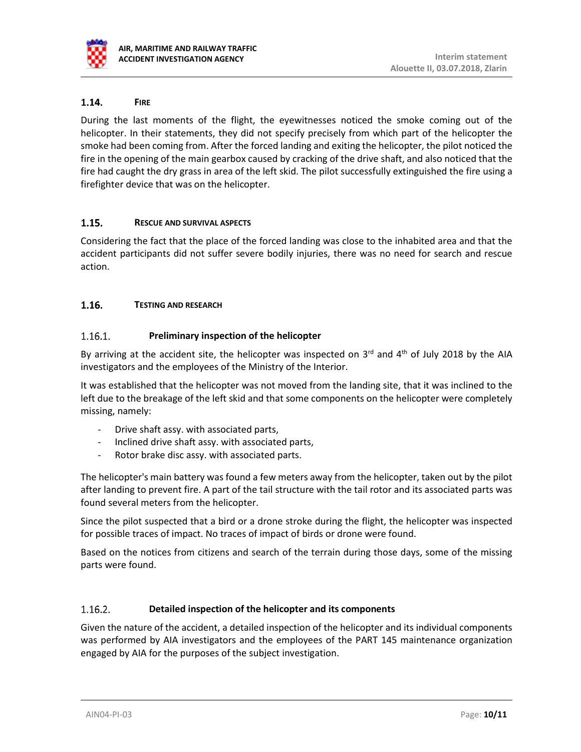## 1.14. FIRE

During the last moments of the flight, the eyewitnesses noticed the smoke coming out of the helicopter. In their statements, they did not specify precisely from which part of the helicopter the smoke had been coming from. After the forced landing and exiting the helicopter, the pilot noticed the fire in the opening of the main gearbox caused by cracking of the drive shaft, and also noticed that the fire had caught the dry grass in area of the left skid. The pilot successfully extinguished the fire using a firefighter device that was on the helicopter.

## 1.15. RESCUE AND SURVIVAL ASPECTS

Considering the fact that the place of the forced landing was close to the inhabited area and that the accident participants did not suffer severe bodily injuries, there was no need for search and rescue action.

## 1.16. TESTING AND RESEARCH

### 1.16.1. Preliminary inspection of the helicopter

By arriving at the accident site, the helicopter was inspected on 3rd and 4th of July 2018 by the AIA investigators and the employees of the Ministry of the Interior.

It was established that the helicopter was not moved from the landing site, that it was inclined to the left due to the breakage of the left skid and that some components on the helicopter were completely missing, namely:

- Drive shaft assy. with associated parts,
- Inclined drive shaft assy. with associated parts,
- Rotor brake disc assy. with associated parts.

The helicopter's main battery was found a few meters away from the helicopter, taken out by the pilot after landing to prevent fire. A part of the tail structure with the tail rotor and its associated parts was found several meters from the helicopter.

Since the pilot suspected that a bird or a drone stroke during the flight, the helicopter was inspected for possible traces of impact. No traces of impact of birds or drone were found.

Based on the notices from citizens and search of the terrain during those days, some of the missing parts were found.

### 1.16.2. Detailed inspection of the helicopter and its components

Given the nature of the accident, a detailed inspection of the helicopter and its individual components was performed by AIA investigators and the employees of the PART 145 maintenance organization engaged by AIA for the purposes of the subject investigation.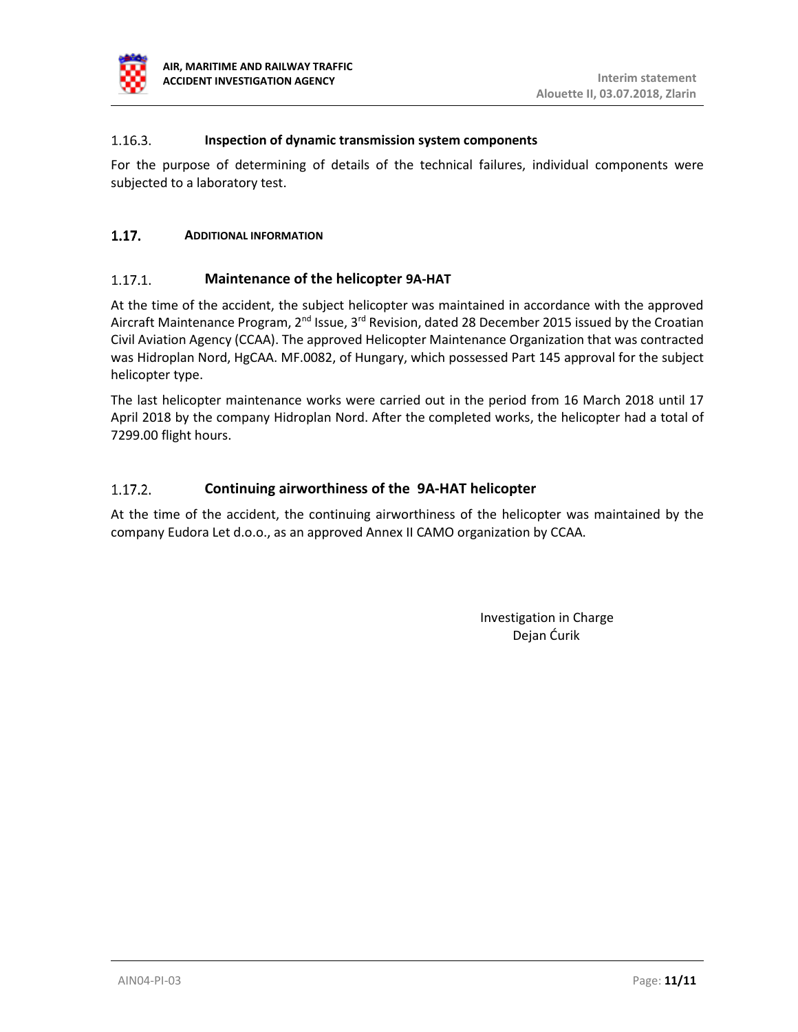#### 1.16.3. Inspection of dynamic transmission system components

For the purpose of determining of details of the technical failures, individual components were subjected to a laboratory test.

### 1.17. ADDITIONAL INFORMATION

#### 1.17.1. Maintenance of the helicopter 9A-HAT

At the time of the accident, the subject helicopter was maintained in accordance with the approved Aircraft Maintenance Program, 2nd Issue, 3rd Revision, dated 28 December 2015 issued by the Croatian Civil Aviation Agency (CCAA). The approved Helicopter Maintenance Organization that was contracted was Hidroplan Nord, HgCAA. MF.0082, of Hungary, which possessed Part 145 approval for the subject helicopter type.

The last helicopter maintenance works were carried out in the period from 16 March 2018 until 17 April 2018 by the company Hidroplan Nord. After the completed works, the helicopter had a total of 7299.00 flight hours.

#### 1.17.2. Continuing airworthiness of the 9A-HAT helicopter

At the time of the accident, the continuing airworthiness of the helicopter was maintained by the company Eudora Let d.o.o., as an approved Annex II CAMO organization by CCAA.

Investigation in Charge
Dejan Ćurik